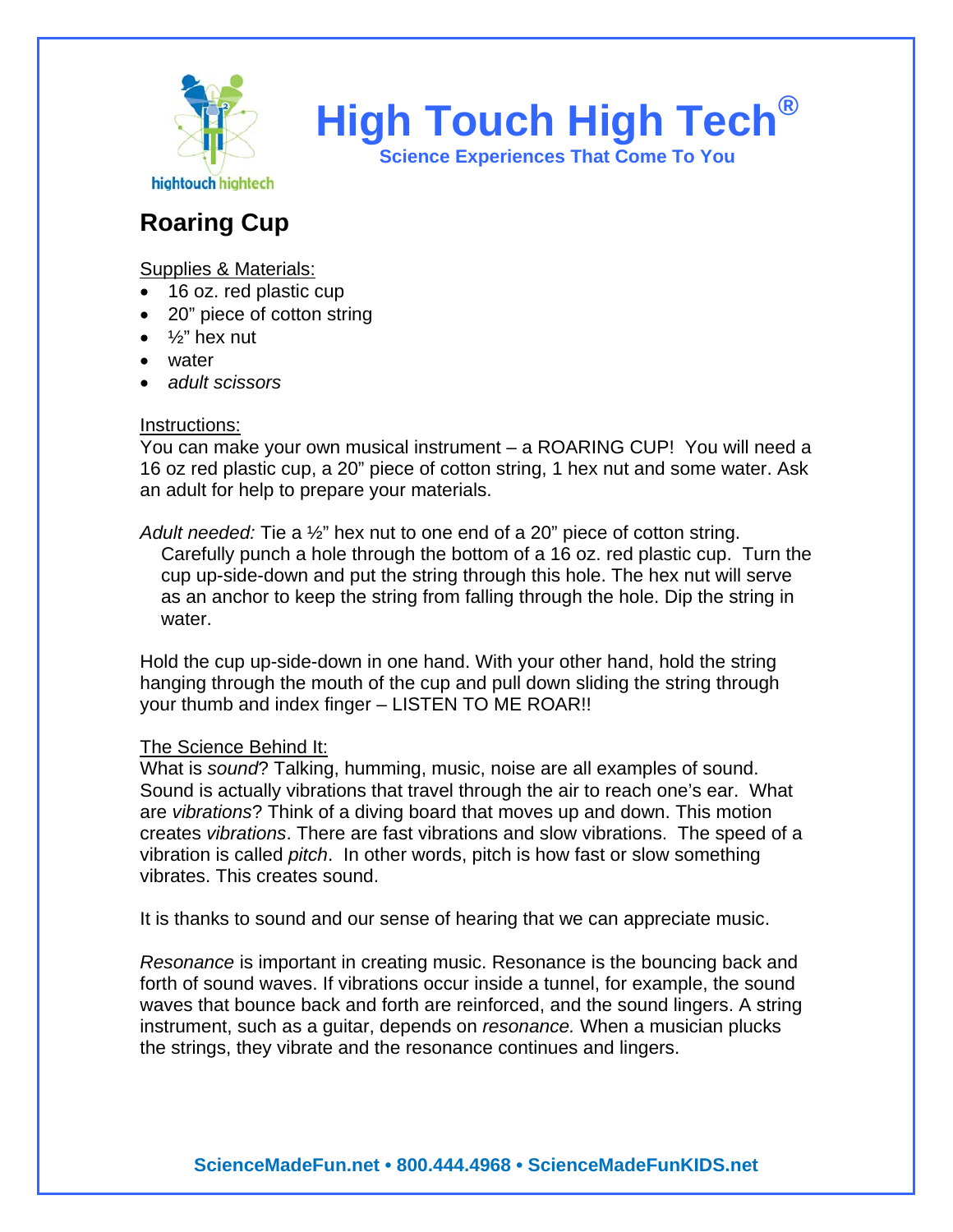hightouch hightech

# High Touch High Tech®

**Science Experiences That Come To You**

## Roaring Cup

Supplies & Materials:

- 16 oz. red plastic cup
- 20” piece of cotton string
- ½” hex nut
- water
- *adult scissors*

Instructions:

You can make your own musical instrument – a ROARING CUP! You will need a 16 oz red plastic cup, a 20” piece of cotton string, 1 hex nut and some water. Ask an adult for help to prepare your materials.

*Adult needed:* Tie a ½” hex nut to one end of a 20” piece of cotton string. Carefully punch a hole through the bottom of a 16 oz. red plastic cup. Turn the cup up-side-down and put the string through this hole. The hex nut will serve as an anchor to keep the string from falling through the hole. Dip the string in water.

Hold the cup up-side-down in one hand. With your other hand, hold the string hanging through the mouth of the cup and pull down sliding the string through your thumb and index finger – LISTEN TO ME ROAR!!

The Science Behind It:

What is *sound*? Talking, humming, music, noise are all examples of sound. Sound is actually vibrations that travel through the air to reach one’s ear. What are *vibrations*? Think of a diving board that moves up and down. This motion creates *vibrations*. There are fast vibrations and slow vibrations. The speed of a vibration is called *pitch*. In other words, pitch is how fast or slow something vibrates. This creates sound.

It is thanks to sound and our sense of hearing that we can appreciate music.

*Resonance* is important in creating music. Resonance is the bouncing back and forth of sound waves. If vibrations occur inside a tunnel, for example, the sound waves that bounce back and forth are reinforced, and the sound lingers. A string instrument, such as a guitar, depends on *resonance.* When a musician plucks the strings, they vibrate and the resonance continues and lingers.

**ScienceMadeFun.net • 800.444.4968 • ScienceMadeFunKIDS.net**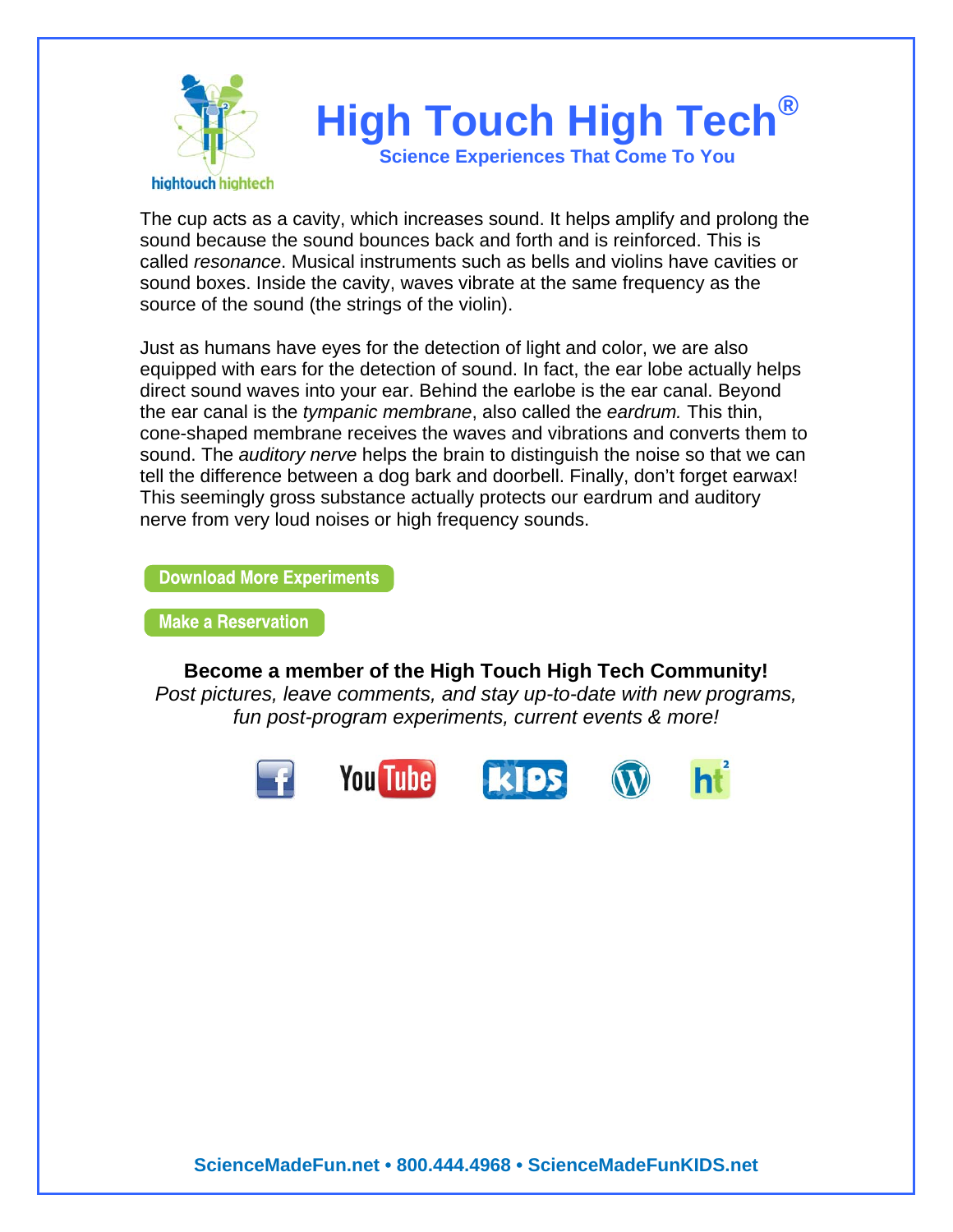# High Touch High Tech®

**Science Experiences That Come To You**

The cup acts as a cavity, which increases sound. It helps amplify and prolong the sound because the sound bounces back and forth and is reinforced. This is called *resonance*. Musical instruments such as bells and violins have cavities or sound boxes. Inside the cavity, waves vibrate at the same frequency as the source of the sound (the strings of the violin).

Just as humans have eyes for the detection of light and color, we are also equipped with ears for the detection of sound. In fact, the ear lobe actually helps direct sound waves into your ear. Behind the earlobe is the ear canal. Beyond the ear canal is the *tympanic membrane*, also called the *eardrum.* This thin, cone-shaped membrane receives the waves and vibrations and converts them to sound. The *auditory nerve* helps the brain to distinguish the noise so that we can tell the difference between a dog bark and doorbell. Finally, don't forget earwax! This seemingly gross substance actually protects our eardrum and auditory nerve from very loud noises or high frequency sounds.

Download More Experiments

Make a Reservation

**Become a member of the High Touch High Tech Community!**
*Post pictures, leave comments, and stay up-to-date with new programs, fun post-program experiments, current events & more!*

ScienceMadeFun.net • 800.444.4968 • ScienceMadeFunKIDS.net